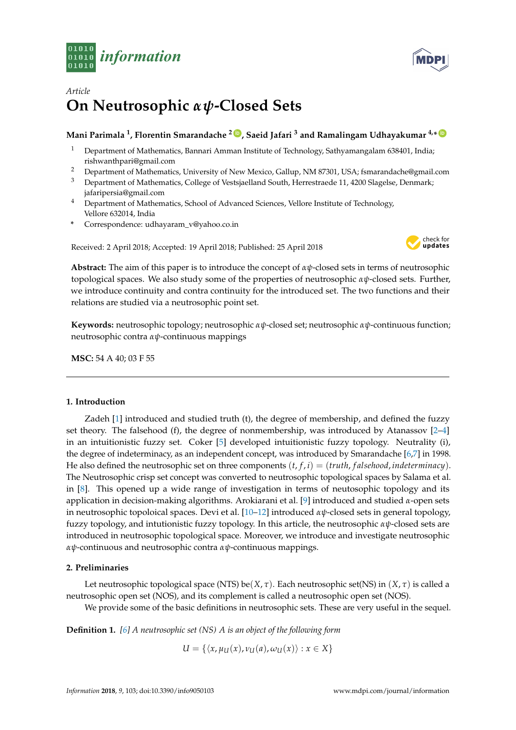*Article*

# On Neutrosophic $\alpha\psi$-Closed Sets

**Mani Parimala [1], Florentin Smarandache [2], Saeid Jafari [3] and Ramalingam Udhayakumar [4,*]**

[1] Department of Mathematics, Bannari Amman Institute of Technology, Sathyamangalam 638401, India; rishwanthpari@gmail.com
[2] Department of Mathematics, University of New Mexico, Gallup, NM 87301, USA; fsmarandache@gmail.com
[3] Department of Mathematics, College of Vestsjaelland South, Herrestraede 11, 4200 Slagelse, Denmark; jafaripersia@gmail.com
[4] Department of Mathematics, School of Advanced Sciences, Vellore Institute of Technology, Vellore 632014, India
\* Correspondence: udhayaram_v@yahoo.co.in

Received: 2 April 2018; Accepted: 19 April 2018; Published: 25 April 2018

**Abstract:** The aim of this paper is to introduce the concept of $\alpha\psi$-closed sets in terms of neutrosophic topological spaces. We also study some of the properties of neutrosophic $\alpha\psi$-closed sets. Further, we introduce continuity and contra continuity for the introduced set. The two functions and their relations are studied via a neutrosophic point set.

**Keywords:** neutrosophic topology; neutrosophic $\alpha\psi$-closed set; neutrosophic $\alpha\psi$-continuous function; neutrosophic contra $\alpha\psi$-continuous mappings

**MSC:** 54 A 40; 03 F 55

## 1. Introduction

Zadeh [1] introduced and studied truth (t), the degree of membership, and defined the fuzzy set theory. The falsehood (f), the degree of nonmembership, was introduced by Atanassov [2–4] in an intuitionistic fuzzy set. Coker [5] developed intuitionistic fuzzy topology. Neutrality (i), the degree of indeterminacy, as an independent concept, was introduced by Smarandache [6,7] in 1998. He also defined the neutrosophic set on three components $(t, f, i) = (truth, falsehood, indeterminacy)$. The Neutrosophic crisp set concept was converted to neutrosophic topological spaces by Salama et al. in [8]. This opened up a wide range of investigation in terms of neutosophic topology and its application in decision-making algorithms. Arokiarani et al. [9] introduced and studied $\alpha$-open sets in neutrosophic topoloical spaces. Devi et al. [10–12] introduced $\alpha\psi$-closed sets in general topology, fuzzy topology, and intutionistic fuzzy topology. In this article, the neutrosophic $\alpha\psi$-closed sets are introduced in neutrosophic topological space. Moreover, we introduce and investigate neutrosophic $\alpha\psi$-continuous and neutrosophic contra $\alpha\psi$-continuous mappings.

## 2. Preliminaries

Let neutrosophic topological space (NTS) be$(X, \tau)$. Each neutrosophic set(NS) in $(X, \tau)$ is called a neutrosophic open set (NOS), and its complement is called a neutrosophic open set (NOS).

We provide some of the basic definitions in neutrosophic sets. These are very useful in the sequel.

**Definition 1.** *[6] A neutrosophic set (NS) A is an object of the following form*

$$U = \{\langle x, \mu_U(x), \nu_U(a), \omega_U(x)\rangle : x \in X\}$$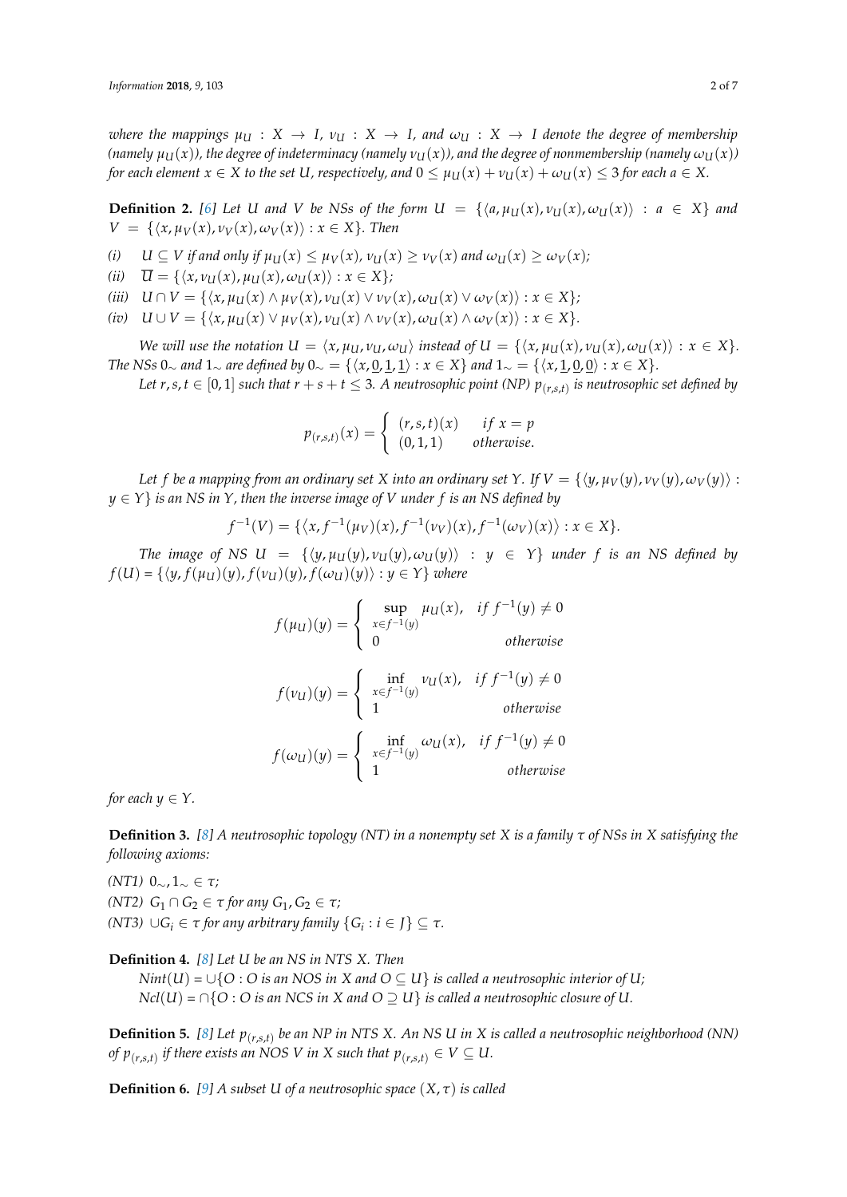*where the mappings $\mu_U : X \to I$, $\nu_U : X \to I$, and $\omega_U : X \to I$ denote the degree of membership (namely $\mu_U(x)$), the degree of indeterminacy (namely $\nu_U(x)$), and the degree of nonmembership (namely $\omega_U(x)$) for each element $x \in X$ to the set $U$, respectively, and $0 \leq \mu_U(x) + \nu_U(x) + \omega_U(x) \leq 3$ for each $a \in X$.*

**Definition 2.** [6] *Let $U$ and $V$ be NSs of the form $U = \{\langle a, \mu_U(x), \nu_U(x), \omega_U(x)\rangle : a \in X\}$ and $V = \{\langle x, \mu_V(x), \nu_V(x), \omega_V(x)\rangle : x \in X\}$. Then*

*(i)* $U \subseteq V$ *if and only if* $\mu_U(x) \leq \mu_V(x)$, $\nu_U(x) \geq \nu_V(x)$ *and* $\omega_U(x) \geq \omega_V(x)$;

*(ii)* $\overline{U} = \{\langle x, \nu_U(x), \mu_U(x), \omega_U(x)\rangle : x \in X\}$;

*(iii)* $U \cap V = \{\langle x, \mu_U(x) \wedge \mu_V(x), \nu_U(x) \vee \nu_V(x), \omega_U(x) \vee \omega_V(x)\rangle : x \in X\}$;

*(iv)* $U \cup V = \{\langle x, \mu_U(x) \vee \mu_V(x), \nu_U(x) \wedge \nu_V(x), \omega_U(x) \wedge \omega_V(x)\rangle : x \in X\}$.

*We will use the notation $U = \langle x, \mu_U, \nu_U, \omega_U\rangle$ instead of $U = \{\langle x, \mu_U(x), \nu_U(x), \omega_U(x)\rangle : x \in X\}$. The NSs $0_\sim$ and $1_\sim$ are defined by $0_\sim = \{\langle x, \underline{0}, \underline{1}, \underline{1}\rangle : x \in X\}$ and $1_\sim = \{\langle x, \underline{1}, \underline{0}, \underline{0}\rangle : x \in X\}$.*

*Let $r, s, t \in [0, 1]$ such that $r + s + t \leq 3$. A neutrosophic point (NP) $p_{(r,s,t)}$ is neutrosophic set defined by*

$$p_{(r,s,t)}(x) = \begin{cases} (r, s, t)(x) & if\ x = p \\ (0, 1, 1) & otherwise. \end{cases}$$

*Let $f$ be a mapping from an ordinary set $X$ into an ordinary set $Y$. If $V = \{\langle y, \mu_V(y), \nu_V(y), \omega_V(y)\rangle : y \in Y\}$ is an NS in $Y$, then the inverse image of $V$ under $f$ is an NS defined by*

$$f^{-1}(V) = \{\langle x, f^{-1}(\mu_V)(x), f^{-1}(\nu_V)(x), f^{-1}(\omega_V)(x)\rangle : x \in X\}.$$

*The image of NS $U = \{\langle y, \mu_U(y), \nu_U(y), \omega_U(y)\rangle : y \in Y\}$ under $f$ is an NS defined by $f(U) = \{\langle y, f(\mu_U)(y), f(\nu_U)(y), f(\omega_U)(y)\rangle : y \in Y\}$ where*

$$f(\mu_U)(y) = \begin{cases} \sup\limits_{x \in f^{-1}(y)} \mu_U(x), & if\ f^{-1}(y) \neq 0 \\ 0 & otherwise \end{cases}$$

$$f(\nu_U)(y) = \begin{cases} \inf\limits_{x \in f^{-1}(y)} \nu_U(x), & if\ f^{-1}(y) \neq 0 \\ 1 & otherwise \end{cases}$$

$$f(\omega_U)(y) = \begin{cases} \inf\limits_{x \in f^{-1}(y)} \omega_U(x), & if\ f^{-1}(y) \neq 0 \\ 1 & otherwise \end{cases}$$

*for each $y \in Y$.*

**Definition 3.** [8] *A neutrosophic topology (NT) in a nonempty set $X$ is a family $\tau$ of NSs in $X$ satisfying the following axioms:*

*(NT1)* $0_\sim, 1_\sim \in \tau$;

*(NT2)* $G_1 \cap G_2 \in \tau$ *for any* $G_1, G_2 \in \tau$;

*(NT3)* $\cup G_i \in \tau$ *for any arbitrary family* $\{G_i : i \in J\} \subseteq \tau$.

**Definition 4.** [8] *Let $U$ be an NS in NTS $X$. Then*

*$Nint(U) = \cup\{O : O$ is an NOS in $X$ and $O \subseteq U\}$ is called a neutrosophic interior of $U$;*

*$Ncl(U) = \cap\{O : O$ is an NCS in $X$ and $O \supseteq U\}$ is called a neutrosophic closure of $U$.*

**Definition 5.** [8] *Let $p_{(r,s,t)}$ be an NP in NTS $X$. An NS $U$ in $X$ is called a neutrosophic neighborhood (NN) of $p_{(r,s,t)}$ if there exists an NOS $V$ in $X$ such that $p_{(r,s,t)} \in V \subseteq U$.*

**Definition 6.** [9] *A subset $U$ of a neutrosophic space $(X, \tau)$ is called*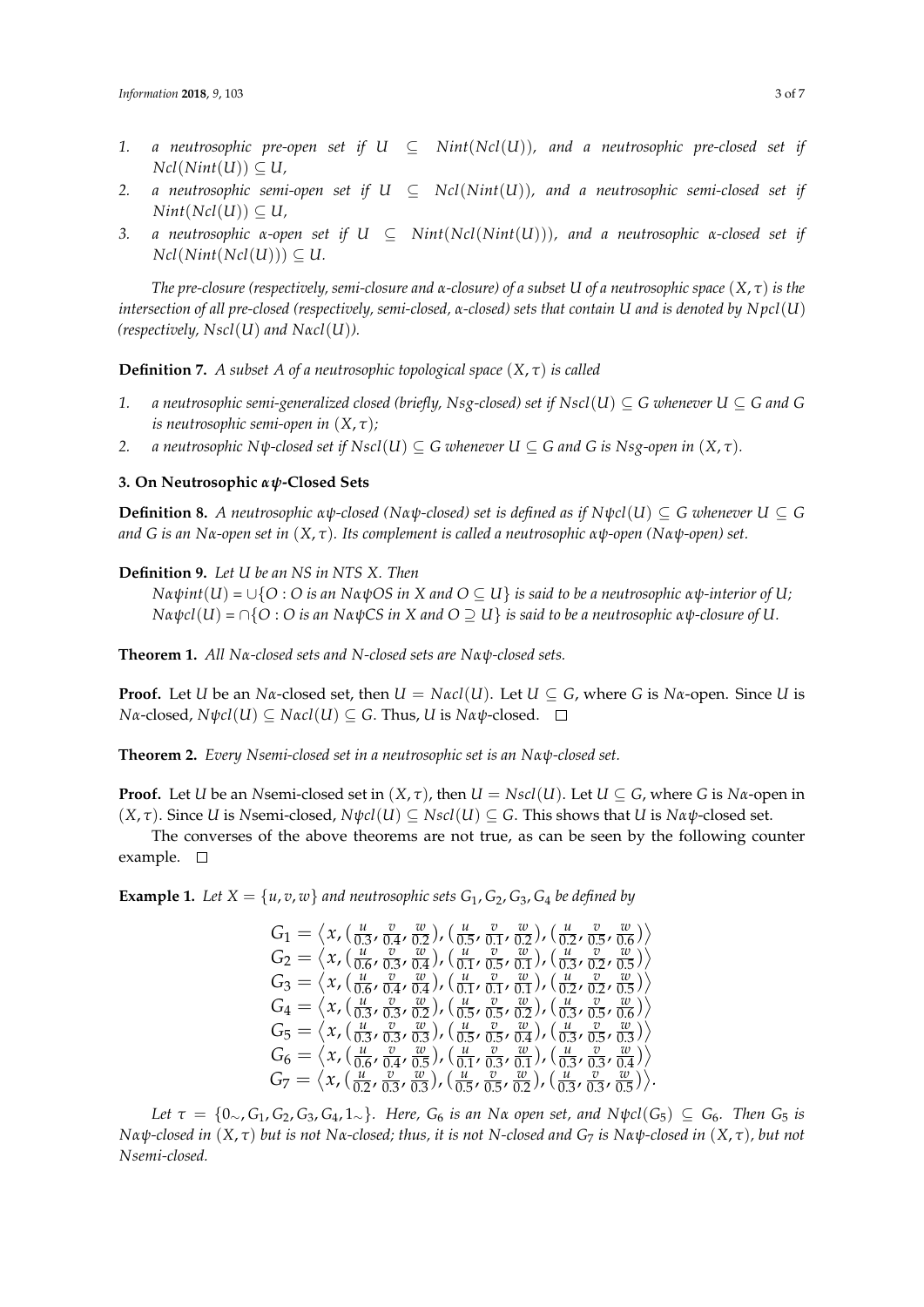1. *a neutrosophic pre-open set if $U \subseteq Nint(Ncl(U))$, and a neutrosophic pre-closed set if $Ncl(Nint(U)) \subseteq U$,*
2. *a neutrosophic semi-open set if $U \subseteq Ncl(Nint(U))$, and a neutrosophic semi-closed set if $Nint(Ncl(U)) \subseteq U$,*
3. *a neutrosophic α-open set if $U \subseteq Nint(Ncl(Nint(U)))$, and a neutrosophic α-closed set if $Ncl(Nint(Ncl(U))) \subseteq U$.*

*The pre-closure (respectively, semi-closure and α-closure) of a subset $U$ of a neutrosophic space $(X, \tau)$ is the intersection of all pre-closed (respectively, semi-closed, α-closed) sets that contain $U$ and is denoted by $Npcl(U)$ (respectively, $Nscl(U)$ and $N\alpha cl(U)$).*

**Definition 7.** *A subset $A$ of a neutrosophic topological space $(X, \tau)$ is called*

1. *a neutrosophic semi-generalized closed (briefly, Nsg-closed) set if $Nscl(U) \subseteq G$ whenever $U \subseteq G$ and $G$ is neutrosophic semi-open in $(X, \tau)$;*
2. *a neutrosophic Nψ-closed set if $Nscl(U) \subseteq G$ whenever $U \subseteq G$ and $G$ is Nsg-open in $(X, \tau)$.*

## 3. On Neutrosophic αψ-Closed Sets

**Definition 8.** *A neutrosophic αψ-closed (Nαψ-closed) set is defined as if $N\psi cl(U) \subseteq G$ whenever $U \subseteq G$ and $G$ is an Nα-open set in $(X, \tau)$. Its complement is called a neutrosophic αψ-open (Nαψ-open) set.*

**Definition 9.** *Let $U$ be an NS in NTS $X$. Then*

*$N\alpha\psi int(U) = \cup\{O : O$ is an NαψOS in $X$ and $O \subseteq U\}$ is said to be a neutrosophic αψ-interior of $U$;*
*$N\alpha\psi cl(U) = \cap\{O : O$ is an NαψCS in $X$ and $O \supseteq U\}$ is said to be a neutrosophic αψ-closure of $U$.*

**Theorem 1.** *All Nα-closed sets and N-closed sets are Nαψ-closed sets.*

**Proof.** Let $U$ be an Nα-closed set, then $U = N\alpha cl(U)$. Let $U \subseteq G$, where $G$ is Nα-open. Since $U$ is Nα-closed, $N\psi cl(U) \subseteq N\alpha cl(U) \subseteq G$. Thus, $U$ is Nαψ-closed. □

**Theorem 2.** *Every Nsemi-closed set in a neutrosophic set is an Nαψ-closed set.*

**Proof.** Let $U$ be an Nsemi-closed set in $(X, \tau)$, then $U = Nscl(U)$. Let $U \subseteq G$, where $G$ is Nα-open in $(X, \tau)$. Since $U$ is Nsemi-closed, $N\psi cl(U) \subseteq Nscl(U) \subseteq G$. This shows that $U$ is Nαψ-closed set.

The converses of the above theorems are not true, as can be seen by the following counter example. □

**Example 1.** *Let $X = \{u, v, w\}$ and neutrosophic sets $G_1, G_2, G_3, G_4$ be defined by*

$$
\begin{aligned}
G_1 &= \left\langle x, \left(\tfrac{u}{0.3}, \tfrac{v}{0.4}, \tfrac{w}{0.2}\right), \left(\tfrac{u}{0.5}, \tfrac{v}{0.1}, \tfrac{w}{0.2}\right), \left(\tfrac{u}{0.2}, \tfrac{v}{0.5}, \tfrac{w}{0.6}\right) \right\rangle \\
G_2 &= \left\langle x, \left(\tfrac{u}{0.6}, \tfrac{v}{0.3}, \tfrac{w}{0.4}\right), \left(\tfrac{u}{0.1}, \tfrac{v}{0.5}, \tfrac{w}{0.1}\right), \left(\tfrac{u}{0.3}, \tfrac{v}{0.2}, \tfrac{w}{0.5}\right) \right\rangle \\
G_3 &= \left\langle x, \left(\tfrac{u}{0.6}, \tfrac{v}{0.4}, \tfrac{w}{0.4}\right), \left(\tfrac{u}{0.1}, \tfrac{v}{0.1}, \tfrac{w}{0.1}\right), \left(\tfrac{u}{0.2}, \tfrac{v}{0.2}, \tfrac{w}{0.5}\right) \right\rangle \\
G_4 &= \left\langle x, \left(\tfrac{u}{0.3}, \tfrac{v}{0.3}, \tfrac{w}{0.2}\right), \left(\tfrac{u}{0.5}, \tfrac{v}{0.5}, \tfrac{w}{0.2}\right), \left(\tfrac{u}{0.3}, \tfrac{v}{0.5}, \tfrac{w}{0.6}\right) \right\rangle \\
G_5 &= \left\langle x, \left(\tfrac{u}{0.3}, \tfrac{v}{0.3}, \tfrac{w}{0.3}\right), \left(\tfrac{u}{0.5}, \tfrac{v}{0.5}, \tfrac{w}{0.4}\right), \left(\tfrac{u}{0.3}, \tfrac{v}{0.5}, \tfrac{w}{0.3}\right) \right\rangle \\
G_6 &= \left\langle x, \left(\tfrac{u}{0.6}, \tfrac{v}{0.4}, \tfrac{w}{0.5}\right), \left(\tfrac{u}{0.1}, \tfrac{v}{0.3}, \tfrac{w}{0.1}\right), \left(\tfrac{u}{0.3}, \tfrac{v}{0.3}, \tfrac{w}{0.4}\right) \right\rangle \\
G_7 &= \left\langle x, \left(\tfrac{u}{0.2}, \tfrac{v}{0.3}, \tfrac{w}{0.3}\right), \left(\tfrac{u}{0.5}, \tfrac{v}{0.5}, \tfrac{w}{0.2}\right), \left(\tfrac{u}{0.3}, \tfrac{v}{0.3}, \tfrac{w}{0.5}\right) \right\rangle.
\end{aligned}
$$

*Let $\tau = \{0_\sim, G_1, G_2, G_3, G_4, 1_\sim\}$. Here, $G_6$ is an Nα open set, and $N\psi cl(G_5) \subseteq G_6$. Then $G_5$ is Nαψ-closed in $(X, \tau)$ but is not Nα-closed; thus, it is not N-closed and $G_7$ is Nαψ-closed in $(X, \tau)$, but not Nsemi-closed.*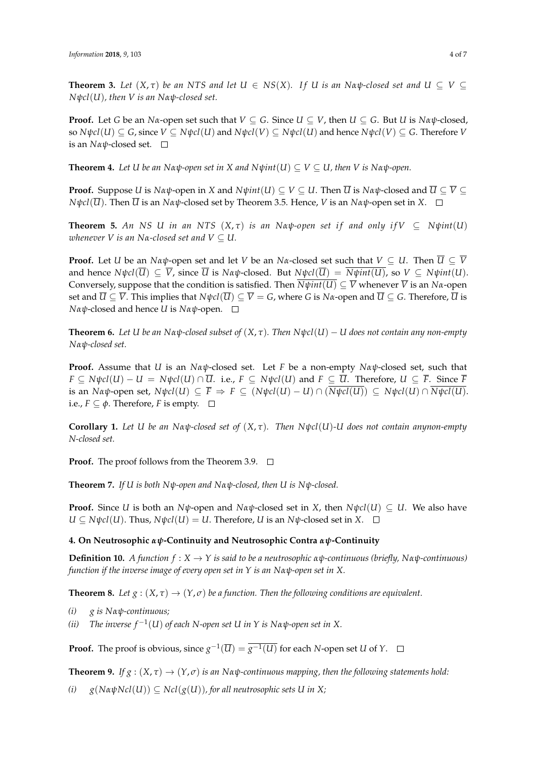**Theorem 3.** *Let $(X, \tau)$ be an NTS and let $U \in NS(X)$. If $U$ is an $N\alpha\psi$-closed set and $U \subseteq V \subseteq N\psi cl(U)$, then $V$ is an $N\alpha\psi$-closed set.*

**Proof.** Let $G$ be an $N\alpha$-open set such that $V \subseteq G$. Since $U \subseteq V$, then $U \subseteq G$. But $U$ is $N\alpha\psi$-closed, so $N\psi cl(U) \subseteq G$, since $V \subseteq N\psi cl(U)$ and $N\psi cl(V) \subseteq N\psi cl(U)$ and hence $N\psi cl(V) \subseteq G$. Therefore $V$ is an $N\alpha\psi$-closed set. □

**Theorem 4.** *Let $U$ be an $N\alpha\psi$-open set in $X$ and $N\psi int(U) \subseteq V \subseteq U$, then $V$ is $N\alpha\psi$-open.*

**Proof.** Suppose $U$ is $N\alpha\psi$-open in $X$ and $N\psi int(U) \subseteq V \subseteq U$. Then $\overline{U}$ is $N\alpha\psi$-closed and $\overline{U} \subseteq \overline{V} \subseteq N\psi cl(\overline{U})$. Then $\overline{U}$ is an $N\alpha\psi$-closed set by Theorem 3.5. Hence, $V$ is an $N\alpha\psi$-open set in $X$. □

**Theorem 5.** *An NS $U$ in an NTS $(X, \tau)$ is an $N\alpha\psi$-open set if and only if $V \subseteq N\psi int(U)$ whenever $V$ is an $N\alpha$-closed set and $V \subseteq U$.*

**Proof.** Let $U$ be an $N\alpha\psi$-open set and let $V$ be an $N\alpha$-closed set such that $V \subseteq U$. Then $\overline{U} \subseteq \overline{V}$ and hence $N\psi cl(\overline{U}) \subseteq \overline{V}$, since $\overline{U}$ is $N\alpha\psi$-closed. But $N\psi cl(\overline{U}) = \overline{N\psi int(U)}$, so $V \subseteq N\psi int(U)$. Conversely, suppose that the condition is satisfied. Then $\overline{N\psi int(U)} \subseteq \overline{V}$ whenever $\overline{V}$ is an $N\alpha$-open set and $\overline{U} \subseteq \overline{V}$. This implies that $N\psi cl(\overline{U}) \subseteq \overline{V} = G$, where $G$ is $N\alpha$-open and $\overline{U} \subseteq G$. Therefore, $\overline{U}$ is $N\alpha\psi$-closed and hence $U$ is $N\alpha\psi$-open. □

**Theorem 6.** *Let $U$ be an $N\alpha\psi$-closed subset of $(X, \tau)$. Then $N\psi cl(U) - U$ does not contain any non-empty $N\alpha\psi$-closed set.*

**Proof.** Assume that $U$ is an $N\alpha\psi$-closed set. Let $F$ be a non-empty $N\alpha\psi$-closed set, such that $F \subseteq N\psi cl(U) - U = N\psi cl(U) \cap \overline{U}$. i.e., $F \subseteq N\psi cl(U)$ and $F \subseteq \overline{U}$. Therefore, $U \subseteq \overline{F}$. Since $\overline{F}$ is an $N\alpha\psi$-open set, $N\psi cl(U) \subseteq \overline{F} \Rightarrow F \subseteq (N\psi cl(U) - U) \cap (\overline{N\psi cl(U)}) \subseteq N\psi cl(U) \cap \overline{N\psi cl(U)}$. i.e., $F \subseteq \phi$. Therefore, $F$ is empty. □

**Corollary 1.** *Let $U$ be an $N\alpha\psi$-closed set of $(X, \tau)$. Then $N\psi cl(U)$-$U$ does not contain anynon-empty N-closed set.*

**Proof.** The proof follows from the Theorem 3.9. □

**Theorem 7.** *If $U$ is both $N\psi$-open and $N\alpha\psi$-closed, then $U$ is $N\psi$-closed.*

**Proof.** Since $U$ is both an $N\psi$-open and $N\alpha\psi$-closed set in $X$, then $N\psi cl(U) \subseteq U$. We also have $U \subseteq N\psi cl(U)$. Thus, $N\psi cl(U) = U$. Therefore, $U$ is an $N\psi$-closed set in $X$. □

## 4. On Neutrosophic $\alpha\psi$-Continuity and Neutrosophic Contra $\alpha\psi$-Continuity

**Definition 10.** *A function $f : X \to Y$ is said to be a neutrosophic $\alpha\psi$-continuous (briefly, $N\alpha\psi$-continuous) function if the inverse image of every open set in $Y$ is an $N\alpha\psi$-open set in $X$.*

**Theorem 8.** *Let $g : (X, \tau) \to (Y, \sigma)$ be a function. Then the following conditions are equivalent.*

*(i)* *$g$ is $N\alpha\psi$-continuous;*

*(ii)* *The inverse $f^{-1}(U)$ of each N-open set $U$ in $Y$ is $N\alpha\psi$-open set in $X$.*

**Proof.** The proof is obvious, since $g^{-1}(\overline{U}) = \overline{g^{-1}(U)}$ for each N-open set $U$ of $Y$. □

**Theorem 9.** *If $g : (X, \tau) \to (Y, \sigma)$ is an $N\alpha\psi$-continuous mapping, then the following statements hold:*

*(i)* *$g(N\alpha\psi Ncl(U)) \subseteq Ncl(g(U))$, for all neutrosophic sets $U$ in $X$;*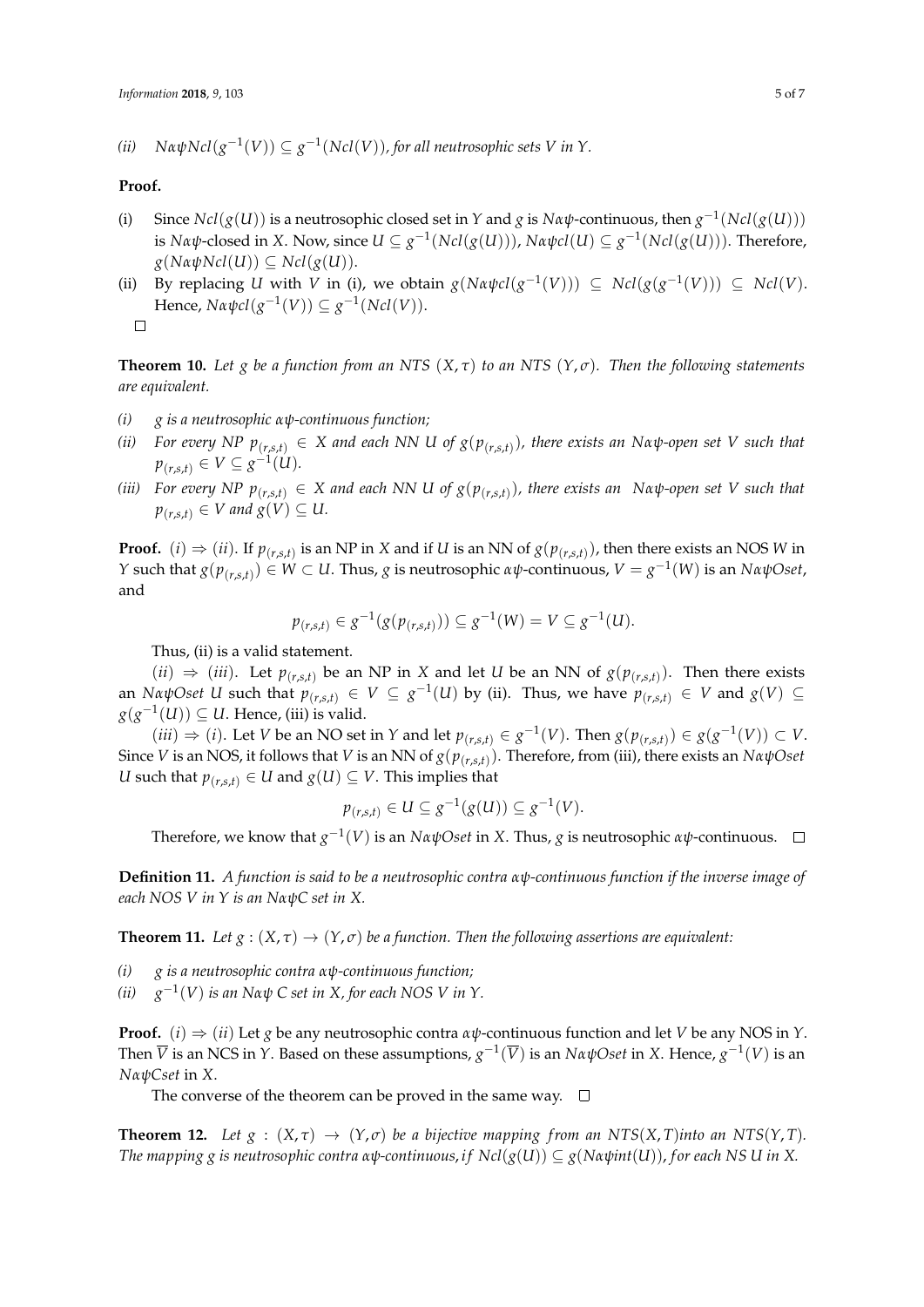(ii) $N\alpha\psi Ncl(g^{-1}(V)) \subseteq g^{-1}(Ncl(V))$, *for all neutrosophic sets V in Y*.

**Proof.**

(i) Since $Ncl(g(U))$ is a neutrosophic closed set in $Y$ and $g$ is $N\alpha\psi$-continuous, then $g^{-1}(Ncl(g(U)))$ is $N\alpha\psi$-closed in $X$. Now, since $U \subseteq g^{-1}(Ncl(g(U)))$, $N\alpha\psi cl(U) \subseteq g^{-1}(Ncl(g(U)))$. Therefore, $g(N\alpha\psi Ncl(U)) \subseteq Ncl(g(U))$.

(ii) By replacing $U$ with $V$ in (i), we obtain $g(N\alpha\psi cl(g^{-1}(V))) \subseteq Ncl(g(g^{-1}(V))) \subseteq Ncl(V)$. Hence, $N\alpha\psi cl(g^{-1}(V)) \subseteq g^{-1}(Ncl(V))$. □

**Theorem 10.** *Let g be a function from an NTS $(X, \tau)$ to an NTS $(Y, \sigma)$. Then the following statements are equivalent.*

*(i) g is a neutrosophic $\alpha\psi$-continuous function;*

*(ii) For every NP $p_{(r,s,t)} \in X$ and each NN U of $g(p_{(r,s,t)})$, there exists an $N\alpha\psi$-open set V such that $p_{(r,s,t)} \in V \subseteq g^{-1}(U)$.*

*(iii) For every NP $p_{(r,s,t)} \in X$ and each NN U of $g(p_{(r,s,t)})$, there exists an $N\alpha\psi$-open set V such that $p_{(r,s,t)} \in V$ and $g(V) \subseteq U$.*

**Proof.** $(i) \Rightarrow (ii)$. If $p_{(r,s,t)}$ is an NP in $X$ and if $U$ is an NN of $g(p_{(r,s,t)})$, then there exists an NOS $W$ in $Y$ such that $g(p_{(r,s,t)}) \in W \subset U$. Thus, $g$ is neutrosophic $\alpha\psi$-continuous, $V = g^{-1}(W)$ is an $N\alpha\psi Oset$, and

$$p_{(r,s,t)} \in g^{-1}(g(p_{(r,s,t)})) \subseteq g^{-1}(W) = V \subseteq g^{-1}(U).$$

Thus, (ii) is a valid statement.

$(ii) \Rightarrow (iii)$. Let $p_{(r,s,t)}$ be an NP in $X$ and let $U$ be an NN of $g(p_{(r,s,t)})$. Then there exists an $N\alpha\psi Oset$ $U$ such that $p_{(r,s,t)} \in V \subseteq g^{-1}(U)$ by (ii). Thus, we have $p_{(r,s,t)} \in V$ and $g(V) \subseteq g(g^{-1}(U)) \subseteq U$. Hence, (iii) is valid.

$(iii) \Rightarrow (i)$. Let $V$ be an NO set in $Y$ and let $p_{(r,s,t)} \in g^{-1}(V)$. Then $g(p_{(r,s,t)}) \in g(g^{-1}(V)) \subset V$. Since $V$ is an NOS, it follows that $V$ is an NN of $g(p_{(r,s,t)})$. Therefore, from (iii), there exists an $N\alpha\psi Oset$ $U$ such that $p_{(r,s,t)} \in U$ and $g(U) \subseteq V$. This implies that

$$p_{(r,s,t)} \in U \subseteq g^{-1}(g(U)) \subseteq g^{-1}(V).$$

Therefore, we know that $g^{-1}(V)$ is an $N\alpha\psi Oset$ in $X$. Thus, $g$ is neutrosophic $\alpha\psi$-continuous. □

**Definition 11.** *A function is said to be a neutrosophic contra $\alpha\psi$-continuous function if the inverse image of each NOS V in Y is an $N\alpha\psi C$ set in X.*

**Theorem 11.** *Let $g : (X, \tau) \to (Y, \sigma)$ be a function. Then the following assertions are equivalent:*

*(i) g is a neutrosophic contra $\alpha\psi$-continuous function;*

*(ii) $g^{-1}(V)$ is an $N\alpha\psi$ C set in X, for each NOS V in Y.*

**Proof.** $(i) \Rightarrow (ii)$ Let $g$ be any neutrosophic contra $\alpha\psi$-continuous function and let $V$ be any NOS in $Y$. Then $\overline{V}$ is an NCS in $Y$. Based on these assumptions, $g^{-1}(\overline{V})$ is an $N\alpha\psi Oset$ in $X$. Hence, $g^{-1}(V)$ is an $N\alpha\psi Cset$ in $X$.

The converse of the theorem can be proved in the same way. □

**Theorem 12.** *Let $g : (X, \tau) \to (Y, \sigma)$ be a bijective mapping from an NTS$(X, T)$into an NTS$(Y, T)$. The mapping g is neutrosophic contra $\alpha\psi$-continuous, if $Ncl(g(U)) \subseteq g(N\alpha\psi int(U))$, for each NS U in X.*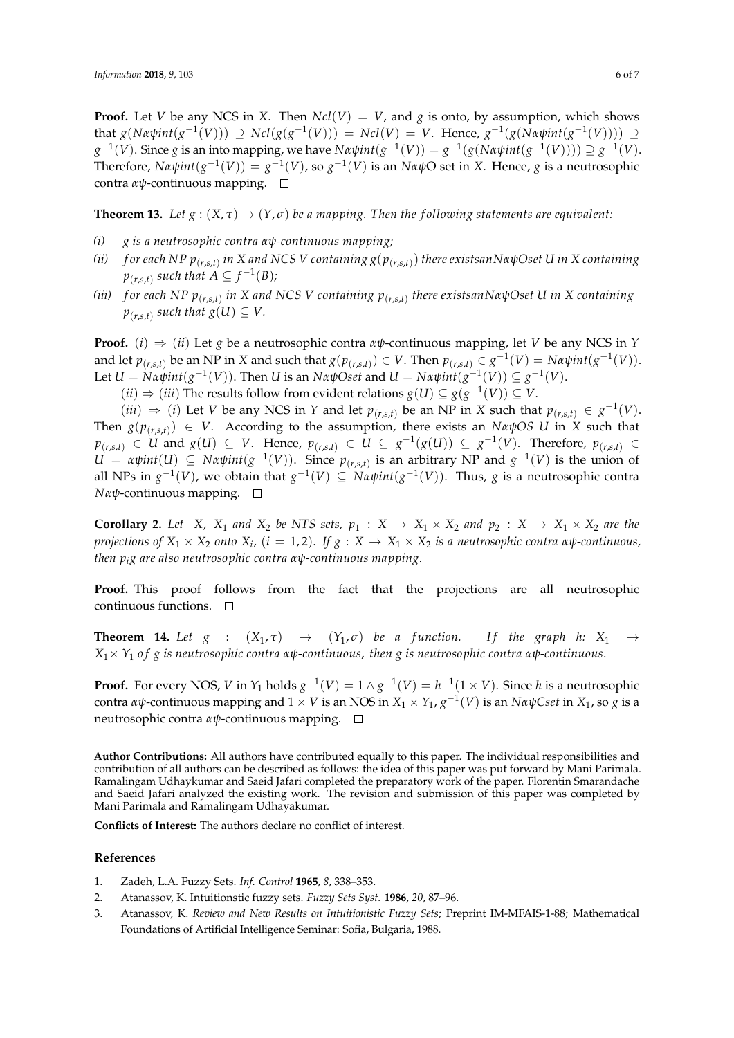**Proof.** Let $V$ be any NCS in $X$. Then $Ncl(V) = V$, and $g$ is onto, by assumption, which shows that $g(N\alpha\psi int(g^{-1}(V))) \supseteq Ncl(g(g^{-1}(V))) = Ncl(V) = V$. Hence, $g^{-1}(g(N\alpha\psi int(g^{-1}(V)))) \supseteq g^{-1}(V)$. Since $g$ is an into mapping, we have $N\alpha\psi int(g^{-1}(V)) = g^{-1}(g(N\alpha\psi int(g^{-1}(V)))) \supseteq g^{-1}(V)$. Therefore, $N\alpha\psi int(g^{-1}(V)) = g^{-1}(V)$, so $g^{-1}(V)$ is an $N\alpha\psi$O set in $X$. Hence, $g$ is a neutrosophic contra $\alpha\psi$-continuous mapping. □

**Theorem 13.** *Let $g : (X, \tau) \to (Y, \sigma)$ be a mapping. Then the following statements are equivalent:*

*(i) $g$ is a neutrosophic contra $\alpha\psi$-continuous mapping;*

*(ii) for each NP $p_{(r,s,t)}$ in X and NCS V containing $g(p_{(r,s,t)})$ there existsanN$\alpha\psi$Oset U in X containing $p_{(r,s,t)}$ such that $A \subseteq f^{-1}(B)$;*

*(iii) for each NP $p_{(r,s,t)}$ in X and NCS V containing $p_{(r,s,t)}$ there existsanN$\alpha\psi$Oset U in X containing $p_{(r,s,t)}$ such that $g(U) \subseteq V$.*

**Proof.** $(i) \Rightarrow (ii)$ Let $g$ be a neutrosophic contra $\alpha\psi$-continuous mapping, let $V$ be any NCS in $Y$ and let $p_{(r,s,t)}$ be an NP in $X$ and such that $g(p_{(r,s,t)}) \in V$. Then $p_{(r,s,t)} \in g^{-1}(V) = N\alpha\psi int(g^{-1}(V))$. Let $U = N\alpha\psi int(g^{-1}(V))$. Then $U$ is an $N\alpha\psi Oset$ and $U = N\alpha\psi int(g^{-1}(V)) \subseteq g^{-1}(V)$.

$(ii) \Rightarrow (iii)$ The results follow from evident relations $g(U) \subseteq g(g^{-1}(V)) \subseteq V$.

$(iii) \Rightarrow (i)$ Let $V$ be any NCS in $Y$ and let $p_{(r,s,t)}$ be an NP in $X$ such that $p_{(r,s,t)} \in g^{-1}(V)$. Then $g(p_{(r,s,t)}) \in V$. According to the assumption, there exists an $N\alpha\psi OS$ $U$ in $X$ such that $p_{(r,s,t)} \in U$ and $g(U) \subseteq V$. Hence, $p_{(r,s,t)} \in U \subseteq g^{-1}(g(U)) \subseteq g^{-1}(V)$. Therefore, $p_{(r,s,t)} \in U = \alpha\psi int(U) \subseteq N\alpha\psi int(g^{-1}(V))$. Since $p_{(r,s,t)}$ is an arbitrary NP and $g^{-1}(V)$ is the union of all NPs in $g^{-1}(V)$, we obtain that $g^{-1}(V) \subseteq N\alpha\psi int(g^{-1}(V))$. Thus, $g$ is a neutrosophic contra $N\alpha\psi$-continuous mapping. □

**Corollary 2.** *Let $X$, $X_1$ and $X_2$ be NTS sets, $p_1 : X \to X_1 \times X_2$ and $p_2 : X \to X_1 \times X_2$ are the projections of $X_1 \times X_2$ onto $X_i$, $(i = 1, 2)$. If $g : X \to X_1 \times X_2$ is a neutrosophic contra $\alpha\psi$-continuous, then $p_i g$ are also neutrosophic contra $\alpha\psi$-continuous mapping.*

**Proof.** This proof follows from the fact that the projections are all neutrosophic continuous functions. □

**Theorem 14.** *Let $g : (X_1, \tau) \to (Y_1, \sigma)$ be a function. If the graph h: $X_1 \to X_1 \times Y_1$ of g is neutrosophic contra $\alpha\psi$-continuous, then g is neutrosophic contra $\alpha\psi$-continuous.*

**Proof.** For every NOS, $V$ in $Y_1$ holds $g^{-1}(V) = 1 \wedge g^{-1}(V) = h^{-1}(1 \times V)$. Since $h$ is a neutrosophic contra $\alpha\psi$-continuous mapping and $1 \times V$ is an NOS in $X_1 \times Y_1$, $g^{-1}(V)$ is an $N\alpha\psi Cset$ in $X_1$, so $g$ is a neutrosophic contra $\alpha\psi$-continuous mapping. □

**Author Contributions:** All authors have contributed equally to this paper. The individual responsibilities and contribution of all authors can be described as follows: the idea of this paper was put forward by Mani Parimala. Ramalingam Udhaykumar and Saeid Jafari completed the preparatory work of the paper. Florentin Smarandache and Saeid Jafari analyzed the existing work. The revision and submission of this paper was completed by Mani Parimala and Ramalingam Udhayakumar.

**Conflicts of Interest:** The authors declare no conflict of interest.

## References

1. Zadeh, L.A. Fuzzy Sets. *Inf. Control* **1965**, *8*, 338–353.
2. Atanassov, K. Intuitionstic fuzzy sets. *Fuzzy Sets Syst.* **1986**, *20*, 87–96.
3. Atanassov, K. *Review and New Results on Intuitionistic Fuzzy Sets*; Preprint IM-MFAIS-1-88; Mathematical Foundations of Artificial Intelligence Seminar: Sofia, Bulgaria, 1988.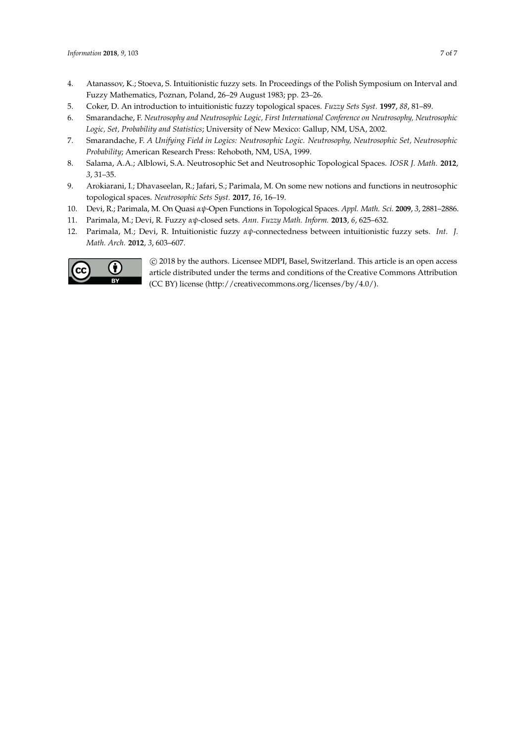4. Atanassov, K.; Stoeva, S. Intuitionistic fuzzy sets. In Proceedings of the Polish Symposium on Interval and Fuzzy Mathematics, Poznan, Poland, 26–29 August 1983; pp. 23–26.
5. Coker, D. An introduction to intuitionistic fuzzy topological spaces. *Fuzzy Sets Syst.* **1997**, *88*, 81–89.
6. Smarandache, F. *Neutrosophy and Neutrosophic Logic, First International Conference on Neutrosophy, Neutrosophic Logic, Set, Probability and Statistics*; University of New Mexico: Gallup, NM, USA, 2002.
7. Smarandache, F. *A Unifying Field in Logics: Neutrosophic Logic. Neutrosophy, Neutrosophic Set, Neutrosophic Probability*; American Research Press: Rehoboth, NM, USA, 1999.
8. Salama, A.A.; Alblowi, S.A. Neutrosophic Set and Neutrosophic Topological Spaces. *IOSR J. Math.* **2012**, *3*, 31–35.
9. Arokiarani, I.; Dhavaseelan, R.; Jafari, S.; Parimala, M. On some new notions and functions in neutrosophic topological spaces. *Neutrosophic Sets Syst.* **2017**, *16*, 16–19.
10. Devi, R.; Parimala, M. On Quasi $\alpha\psi$-Open Functions in Topological Spaces. *Appl. Math. Sci.* **2009**, *3*, 2881–2886.
11. Parimala, M.; Devi, R. Fuzzy $\alpha\psi$-closed sets. *Ann. Fuzzy Math. Inform.* **2013**, *6*, 625–632.
12. Parimala, M.; Devi, R. Intuitionistic fuzzy $\alpha\psi$-connectedness between intuitionistic fuzzy sets. *Int. J. Math. Arch.* **2012**, *3*, 603–607.

© 2018 by the authors. Licensee MDPI, Basel, Switzerland. This article is an open access article distributed under the terms and conditions of the Creative Commons Attribution (CC BY) license (http://creativecommons.org/licenses/by/4.0/).